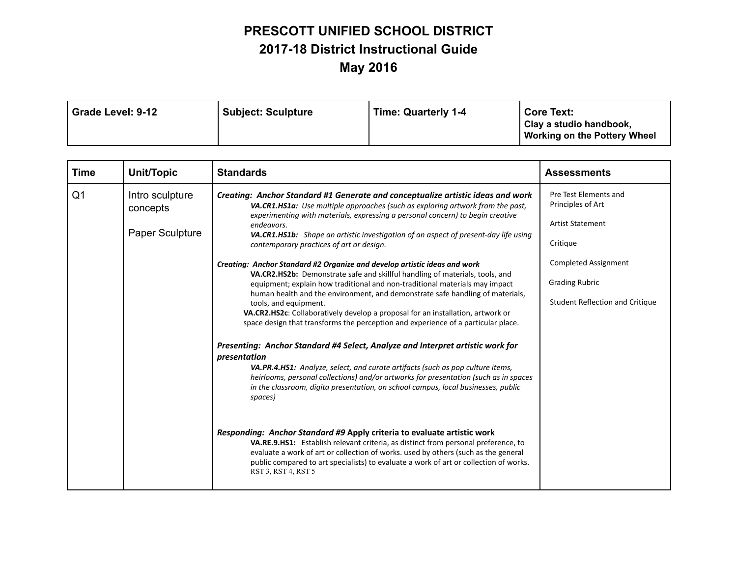# PRESCOTT UNIFIED SCHOOL DISTRICT
## 2017-18 District Instructional Guide
## May 2016

| Grade Level: 9-12 | Subject: Sculpture | Time: Quarterly 1-4 | Core Text: Clay a studio handbook, Working on the Pottery Wheel |
|---|---|---|---|

| Time | Unit/Topic | Standards | Assessments |
|---|---|---|---|
| Q1 | Intro sculpture concepts<br><br>Paper Sculpture | ***Creating: Anchor Standard #1 Generate and conceptualize artistic ideas and work***<br>***VA.CR1.HS1a:*** *Use multiple approaches (such as exploring artwork from the past, experimenting with materials, expressing a personal concern) to begin creative endeavors.*<br>***VA.CR1.HS1b:*** *Shape an artistic investigation of an aspect of present-day life using contemporary practices of art or design.*<br><br>***Creating: Anchor Standard #2 Organize and develop artistic ideas and work***<br>**VA.CR2.HS2b:** Demonstrate safe and skillful handling of materials, tools, and equipment; explain how traditional and non-traditional materials may impact human health and the environment, and demonstrate safe handling of materials, tools, and equipment.<br>**VA.CR2.HS2c**: Collaboratively develop a proposal for an installation, artwork or space design that transforms the perception and experience of a particular place.<br><br>***Presenting: Anchor Standard #4 Select, Analyze and Interpret artistic work for presentation***<br>***VA.PR.4.HS1:*** *Analyze, select, and curate artifacts (such as pop culture items, heirlooms, personal collections) and/or artworks for presentation (such as in spaces in the classroom, digita presentation, on school campus, local businesses, public spaces)*<br><br>***Responding: Anchor Standard #9*** **Apply criteria to evaluate artistic work**<br>**VA.RE.9.HS1:** Establish relevant criteria, as distinct from personal preference, to evaluate a work of art or collection of works. used by others (such as the general public compared to art specialists) to evaluate a work of art or collection of works.<br>RST 3, RST 4, RST 5 | Pre Test Elements and Principles of Art<br><br>Artist Statement<br><br>Critique<br><br>Completed Assignment<br><br>Grading Rubric<br><br>Student Reflection and Critique |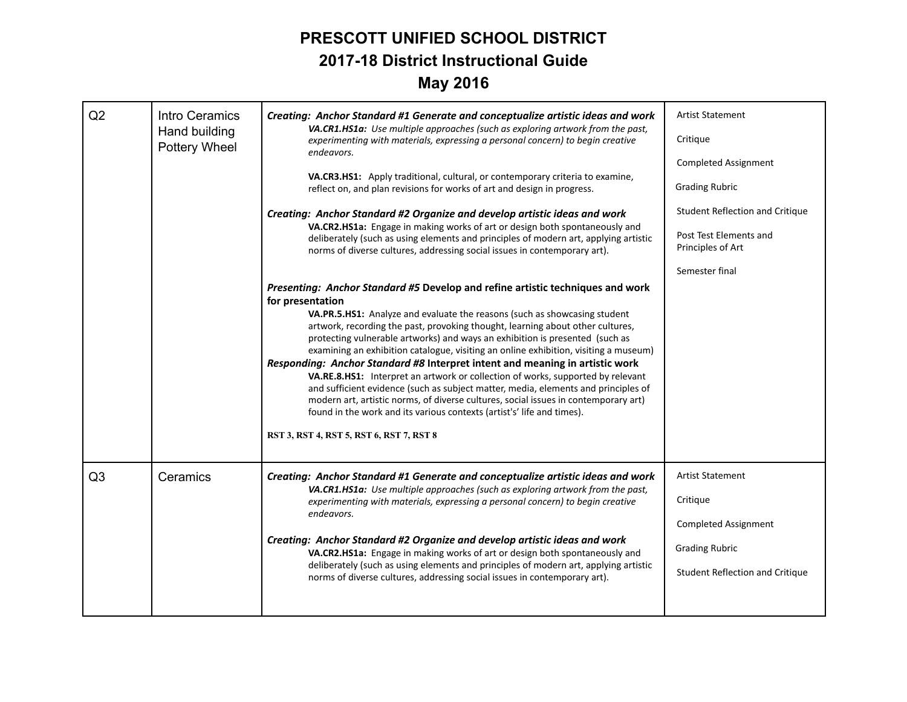# PRESCOTT UNIFIED SCHOOL DISTRICT
## 2017-18 District Instructional Guide
## May 2016

| | | | |
|---|---|---|---|
| Q2 | Intro Ceramics<br>Hand building<br>Pottery Wheel | ***Creating: Anchor Standard #1 Generate and conceptualize artistic ideas and work***<br>***VA.CR1.HS1a:*** *Use multiple approaches (such as exploring artwork from the past, experimenting with materials, expressing a personal concern) to begin creative endeavors.*<br><br>**VA.CR3.HS1:** Apply traditional, cultural, or contemporary criteria to examine, reflect on, and plan revisions for works of art and design in progress.<br><br>***Creating: Anchor Standard #2 Organize and develop artistic ideas and work***<br>**VA.CR2.HS1a:** Engage in making works of art or design both spontaneously and deliberately (such as using elements and principles of modern art, applying artistic norms of diverse cultures, addressing social issues in contemporary art).<br><br>***Presenting: Anchor Standard #5*** **Develop and refine artistic techniques and work for presentation**<br>**VA.PR.5.HS1:** Analyze and evaluate the reasons (such as showcasing student artwork, recording the past, provoking thought, learning about other cultures, protecting vulnerable artworks) and ways an exhibition is presented (such as examining an exhibition catalogue, visiting an online exhibition, visiting a museum)<br>***Responding: Anchor Standard #8*** **Interpret intent and meaning in artistic work**<br>**VA.RE.8.HS1:** Interpret an artwork or collection of works, supported by relevant and sufficient evidence (such as subject matter, media, elements and principles of modern art, artistic norms, of diverse cultures, social issues in contemporary art) found in the work and its various contexts (artist's' life and times).<br><br>**RST 3, RST 4, RST 5, RST 6, RST 7, RST 8** | Artist Statement<br><br>Critique<br><br>Completed Assignment<br><br>Grading Rubric<br><br>Student Reflection and Critique<br><br>Post Test Elements and Principles of Art<br><br>Semester final |
| Q3 | Ceramics | ***Creating: Anchor Standard #1 Generate and conceptualize artistic ideas and work***<br>***VA.CR1.HS1a:*** *Use multiple approaches (such as exploring artwork from the past, experimenting with materials, expressing a personal concern) to begin creative endeavors.*<br><br>***Creating: Anchor Standard #2 Organize and develop artistic ideas and work***<br>**VA.CR2.HS1a:** Engage in making works of art or design both spontaneously and deliberately (such as using elements and principles of modern art, applying artistic norms of diverse cultures, addressing social issues in contemporary art). | Artist Statement<br><br>Critique<br><br>Completed Assignment<br><br>Grading Rubric<br><br>Student Reflection and Critique |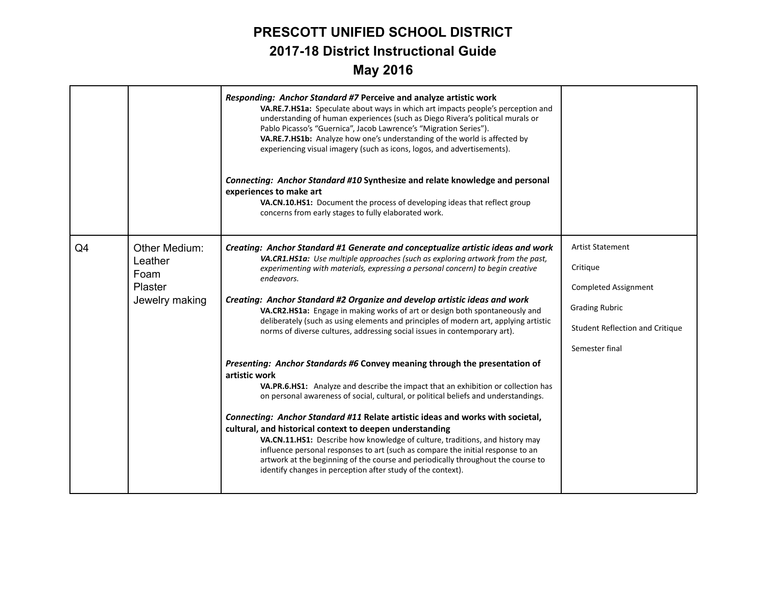# PRESCOTT UNIFIED SCHOOL DISTRICT
## 2017-18 District Instructional Guide
## May 2016

| | | | |
|---|---|---|---|
| | | ***Responding: Anchor Standard #7* Perceive and analyze artistic work**<br>**VA.RE.7.HS1a:** Speculate about ways in which art impacts people's perception and understanding of human experiences (such as Diego Rivera's political murals or Pablo Picasso's "Guernica", Jacob Lawrence's "Migration Series").<br>**VA.RE.7.HS1b:** Analyze how one's understanding of the world is affected by experiencing visual imagery (such as icons, logos, and advertisements).<br><br>***Connecting: Anchor Standard #10* Synthesize and relate knowledge and personal experiences to make art**<br>**VA.CN.10.HS1:** Document the process of developing ideas that reflect group concerns from early stages to fully elaborated work. | |
| Q4 | Other Medium:<br>Leather<br>Foam<br>Plaster<br>Jewelry making | ***Creating: Anchor Standard #1 Generate and conceptualize artistic ideas and work***<br>***VA.CR1.HS1a:*** *Use multiple approaches (such as exploring artwork from the past, experimenting with materials, expressing a personal concern) to begin creative endeavors.*<br><br>***Creating: Anchor Standard #2 Organize and develop artistic ideas and work***<br>**VA.CR2.HS1a:** Engage in making works of art or design both spontaneously and deliberately (such as using elements and principles of modern art, applying artistic norms of diverse cultures, addressing social issues in contemporary art).<br><br>***Presenting: Anchor Standards #6* Convey meaning through the presentation of artistic work**<br>**VA.PR.6.HS1:** Analyze and describe the impact that an exhibition or collection has on personal awareness of social, cultural, or political beliefs and understandings.<br><br>***Connecting: Anchor Standard #11* Relate artistic ideas and works with societal, cultural, and historical context to deepen understanding**<br>**VA.CN.11.HS1:** Describe how knowledge of culture, traditions, and history may influence personal responses to art (such as compare the initial response to an artwork at the beginning of the course and periodically throughout the course to identify changes in perception after study of the context). | Artist Statement<br><br>Critique<br><br>Completed Assignment<br><br>Grading Rubric<br><br>Student Reflection and Critique<br><br>Semester final |